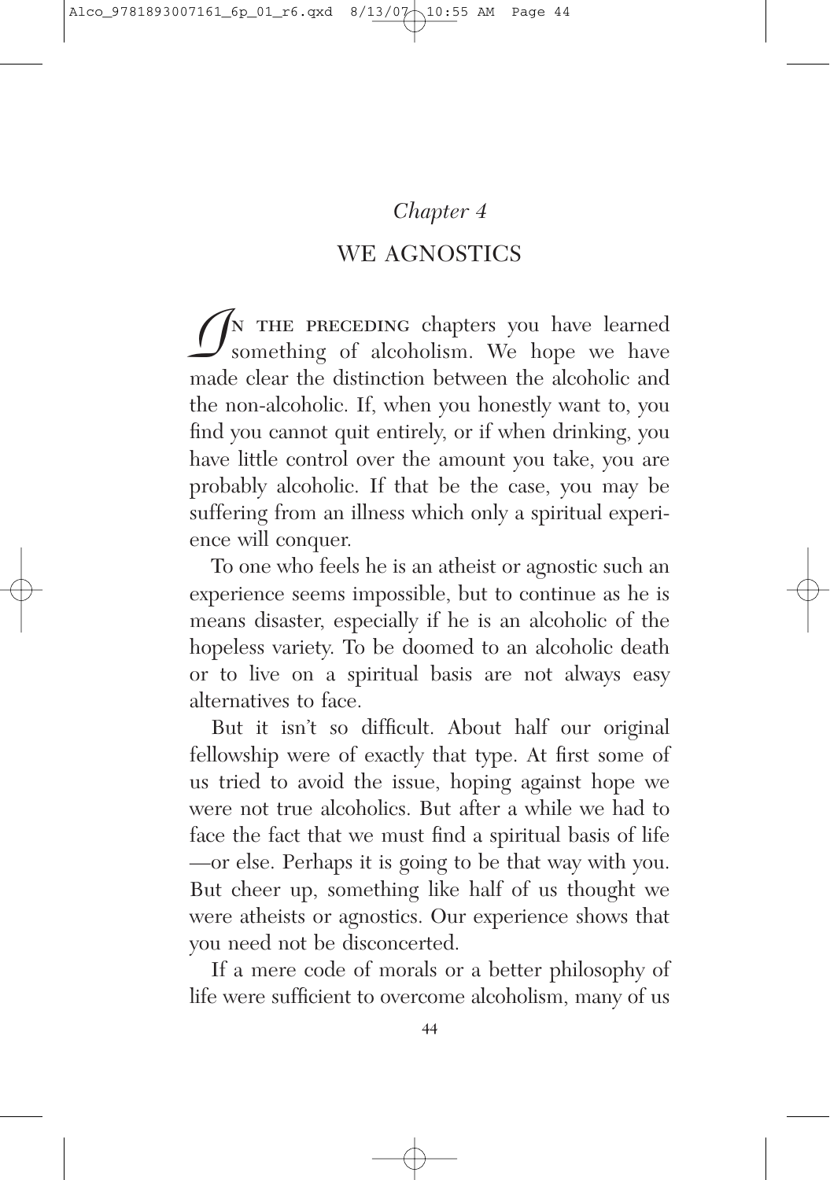*Chapter 4*

# WE AGNOSTICS

IN THE PRECEDING chapters you have learned something of alcoholism. We hope we have made clear the distinction between the alcoholic and the non-alcoholic. If, when you honestly want to, you find you cannot quit entirely, or if when drinking, you have little control over the amount you take, you are probably alcoholic. If that be the case, you may be suffering from an illness which only a spiritual experience will conquer.

To one who feels he is an atheist or agnostic such an experience seems impossible, but to continue as he is means disaster, especially if he is an alcoholic of the hopeless variety. To be doomed to an alcoholic death or to live on a spiritual basis are not always easy alternatives to face.

But it isn't so difficult. About half our original fellowship were of exactly that type. At first some of us tried to avoid the issue, hoping against hope we were not true alcoholics. But after a while we had to face the fact that we must find a spiritual basis of life —or else. Perhaps it is going to be that way with you. But cheer up, something like half of us thought we were atheists or agnostics. Our experience shows that you need not be disconcerted.

If a mere code of morals or a better philosophy of life were sufficient to overcome alcoholism, many of us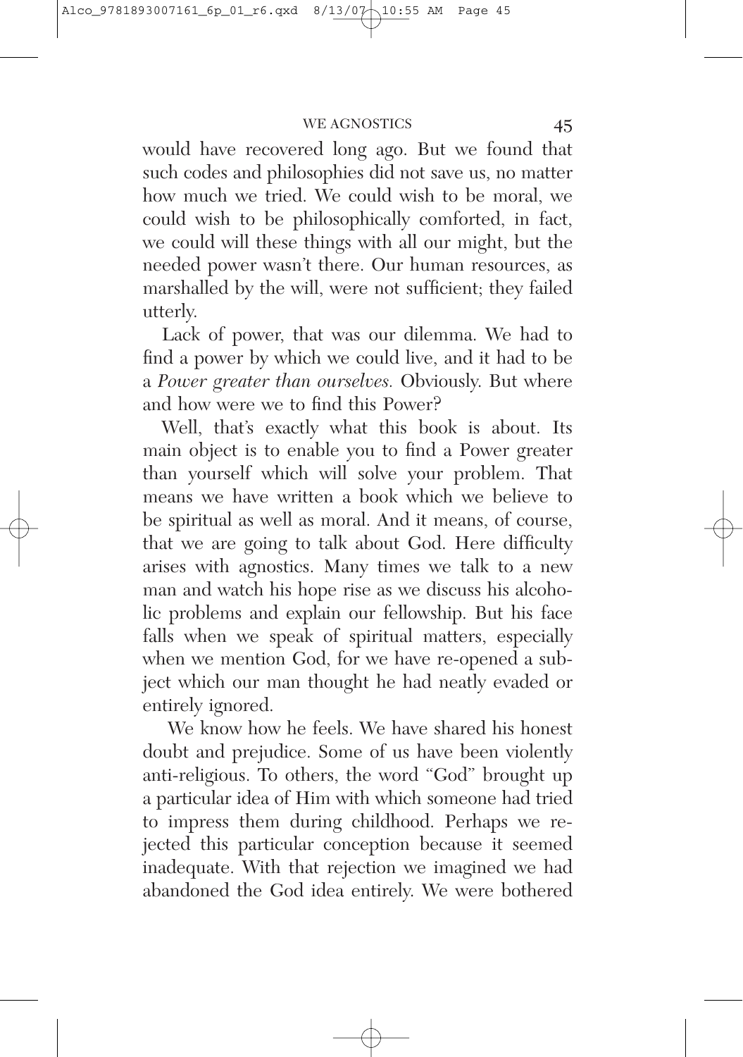would have recovered long ago. But we found that such codes and philosophies did not save us, no matter how much we tried. We could wish to be moral, we could wish to be philosophically comforted, in fact, we could will these things with all our might, but the needed power wasn't there. Our human resources, as marshalled by the will, were not sufficient; they failed utterly.

Lack of power, that was our dilemma. We had to find a power by which we could live, and it had to be a *Power greater than ourselves.* Obviously. But where and how were we to find this Power?

Well, that's exactly what this book is about. Its main object is to enable you to find a Power greater than yourself which will solve your problem. That means we have written a book which we believe to be spiritual as well as moral. And it means, of course, that we are going to talk about God. Here difficulty arises with agnostics. Many times we talk to a new man and watch his hope rise as we discuss his alcoholic problems and explain our fellowship. But his face falls when we speak of spiritual matters, especially when we mention God, for we have re-opened a subject which our man thought he had neatly evaded or entirely ignored.

We know how he feels. We have shared his honest doubt and prejudice. Some of us have been violently anti-religious. To others, the word "God" brought up a particular idea of Him with which someone had tried to impress them during childhood. Perhaps we rejected this particular conception because it seemed inadequate. With that rejection we imagined we had abandoned the God idea entirely. We were bothered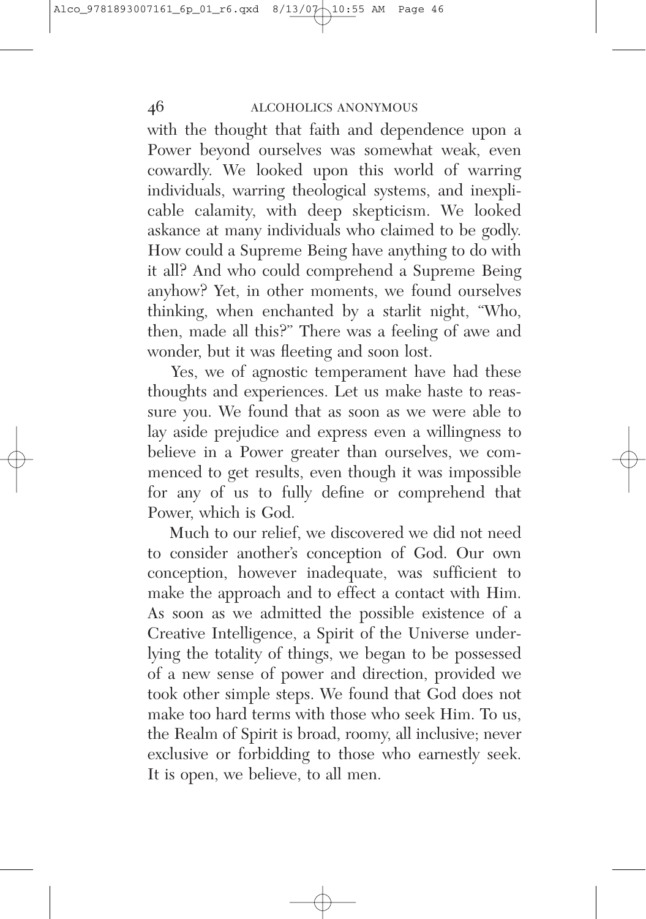with the thought that faith and dependence upon a Power beyond ourselves was somewhat weak, even cowardly. We looked upon this world of warring individuals, warring theological systems, and inexplicable calamity, with deep skepticism. We looked askance at many individuals who claimed to be godly. How could a Supreme Being have anything to do with it all? And who could comprehend a Supreme Being anyhow? Yet, in other moments, we found ourselves thinking, when enchanted by a starlit night, "Who, then, made all this?" There was a feeling of awe and wonder, but it was fleeting and soon lost.

Yes, we of agnostic temperament have had these thoughts and experiences. Let us make haste to reassure you. We found that as soon as we were able to lay aside prejudice and express even a willingness to believe in a Power greater than ourselves, we commenced to get results, even though it was impossible for any of us to fully define or comprehend that Power, which is God.

Much to our relief, we discovered we did not need to consider another's conception of God. Our own conception, however inadequate, was sufficient to make the approach and to effect a contact with Him. As soon as we admitted the possible existence of a Creative Intelligence, a Spirit of the Universe underlying the totality of things, we began to be possessed of a new sense of power and direction, provided we took other simple steps. We found that God does not make too hard terms with those who seek Him. To us, the Realm of Spirit is broad, roomy, all inclusive; never exclusive or forbidding to those who earnestly seek. It is open, we believe, to all men.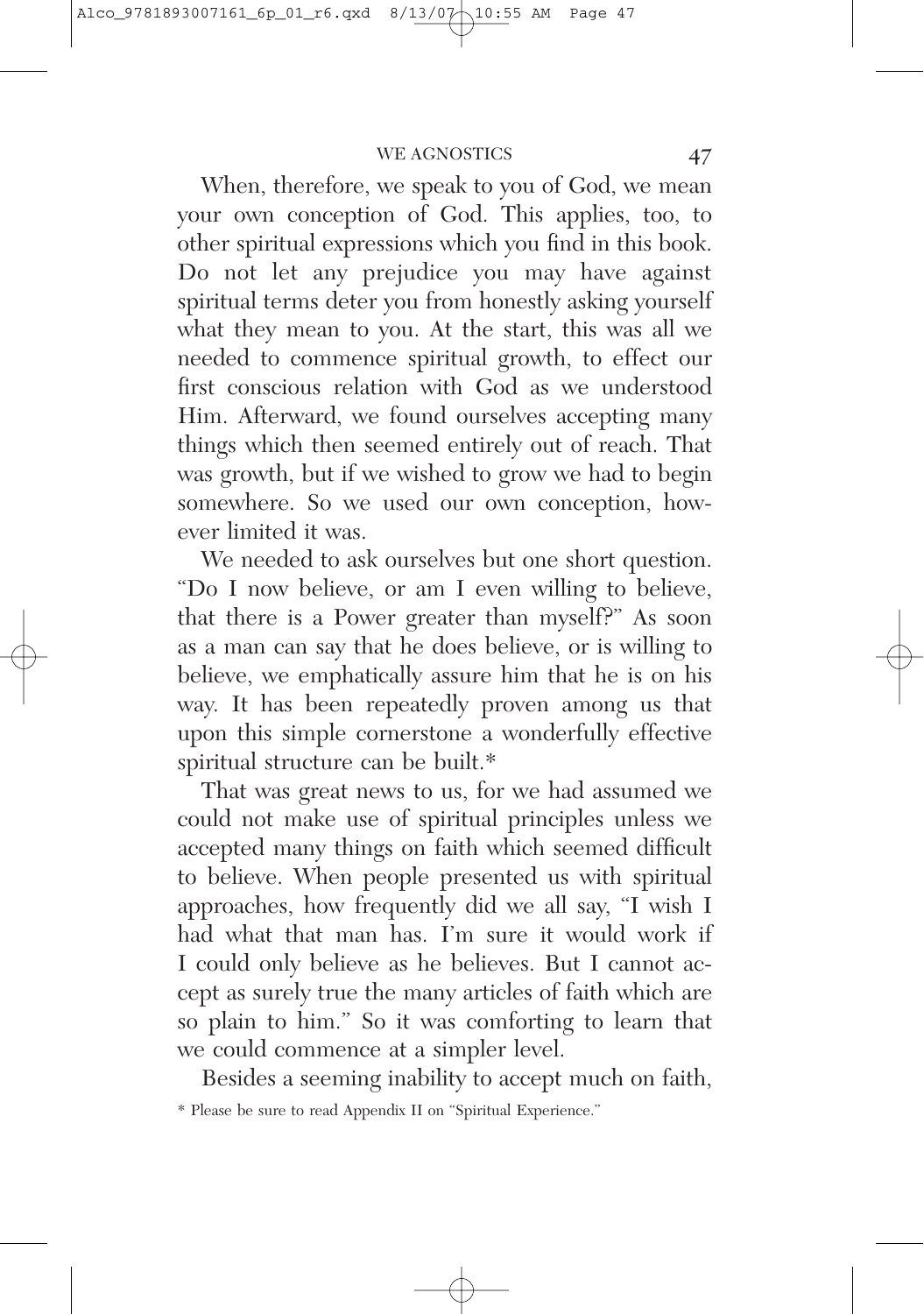When, therefore, we speak to you of God, we mean your own conception of God. This applies, too, to other spiritual expressions which you find in this book. Do not let any prejudice you may have against spiritual terms deter you from honestly asking yourself what they mean to you. At the start, this was all we needed to commence spiritual growth, to effect our first conscious relation with God as we understood Him. Afterward, we found ourselves accepting many things which then seemed entirely out of reach. That was growth, but if we wished to grow we had to begin somewhere. So we used our own conception, however limited it was.

We needed to ask ourselves but one short question. "Do I now believe, or am I even willing to believe, that there is a Power greater than myself?" As soon as a man can say that he does believe, or is willing to believe, we emphatically assure him that he is on his way. It has been repeatedly proven among us that upon this simple cornerstone a wonderfully effective spiritual structure can be built.*

That was great news to us, for we had assumed we could not make use of spiritual principles unless we accepted many things on faith which seemed difficult to believe. When people presented us with spiritual approaches, how frequently did we all say, "I wish I had what that man has. I'm sure it would work if I could only believe as he believes. But I cannot accept as surely true the many articles of faith which are so plain to him." So it was comforting to learn that we could commence at a simpler level.

Besides a seeming inability to accept much on faith,

* Please be sure to read Appendix II on "Spiritual Experience."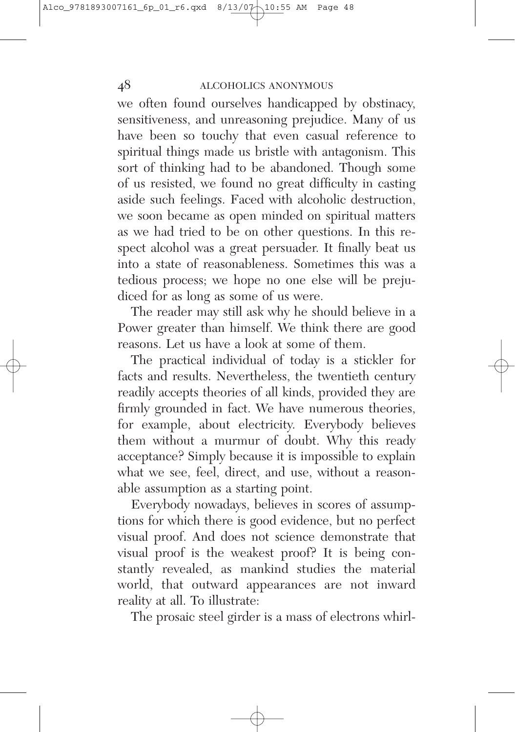we often found ourselves handicapped by obstinacy, sensitiveness, and unreasoning prejudice. Many of us have been so touchy that even casual reference to spiritual things made us bristle with antagonism. This sort of thinking had to be abandoned. Though some of us resisted, we found no great difficulty in casting aside such feelings. Faced with alcoholic destruction, we soon became as open minded on spiritual matters as we had tried to be on other questions. In this respect alcohol was a great persuader. It finally beat us into a state of reasonableness. Sometimes this was a tedious process; we hope no one else will be prejudiced for as long as some of us were.

The reader may still ask why he should believe in a Power greater than himself. We think there are good reasons. Let us have a look at some of them.

The practical individual of today is a stickler for facts and results. Nevertheless, the twentieth century readily accepts theories of all kinds, provided they are firmly grounded in fact. We have numerous theories, for example, about electricity. Everybody believes them without a murmur of doubt. Why this ready acceptance? Simply because it is impossible to explain what we see, feel, direct, and use, without a reasonable assumption as a starting point.

Everybody nowadays, believes in scores of assumptions for which there is good evidence, but no perfect visual proof. And does not science demonstrate that visual proof is the weakest proof? It is being constantly revealed, as mankind studies the material world, that outward appearances are not inward reality at all. To illustrate:

The prosaic steel girder is a mass of electrons whirl-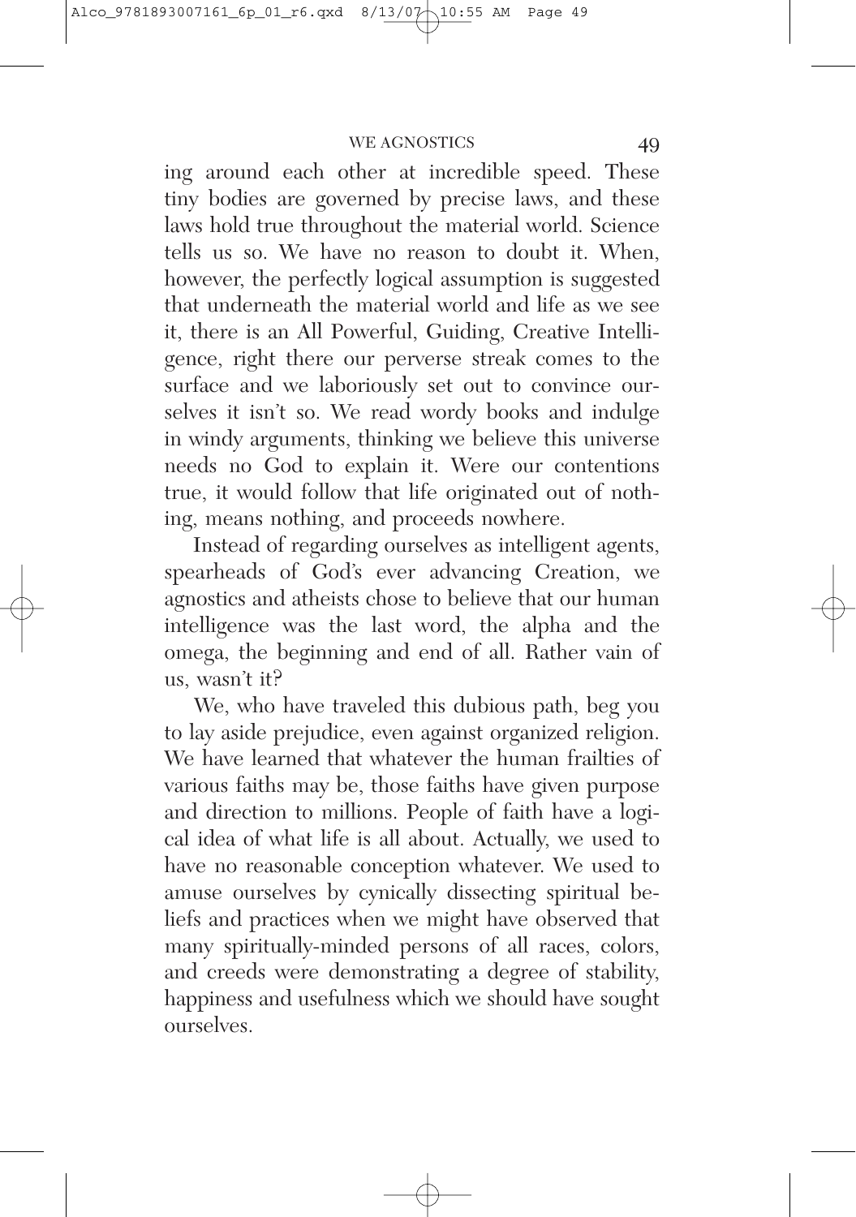ing around each other at incredible speed. These tiny bodies are governed by precise laws, and these laws hold true throughout the material world. Science tells us so. We have no reason to doubt it. When, however, the perfectly logical assumption is suggested that underneath the material world and life as we see it, there is an All Powerful, Guiding, Creative Intelligence, right there our perverse streak comes to the surface and we laboriously set out to convince ourselves it isn't so. We read wordy books and indulge in windy arguments, thinking we believe this universe needs no God to explain it. Were our contentions true, it would follow that life originated out of nothing, means nothing, and proceeds nowhere.

Instead of regarding ourselves as intelligent agents, spearheads of God's ever advancing Creation, we agnostics and atheists chose to believe that our human intelligence was the last word, the alpha and the omega, the beginning and end of all. Rather vain of us, wasn't it?

We, who have traveled this dubious path, beg you to lay aside prejudice, even against organized religion. We have learned that whatever the human frailties of various faiths may be, those faiths have given purpose and direction to millions. People of faith have a logical idea of what life is all about. Actually, we used to have no reasonable conception whatever. We used to amuse ourselves by cynically dissecting spiritual beliefs and practices when we might have observed that many spiritually-minded persons of all races, colors, and creeds were demonstrating a degree of stability, happiness and usefulness which we should have sought ourselves.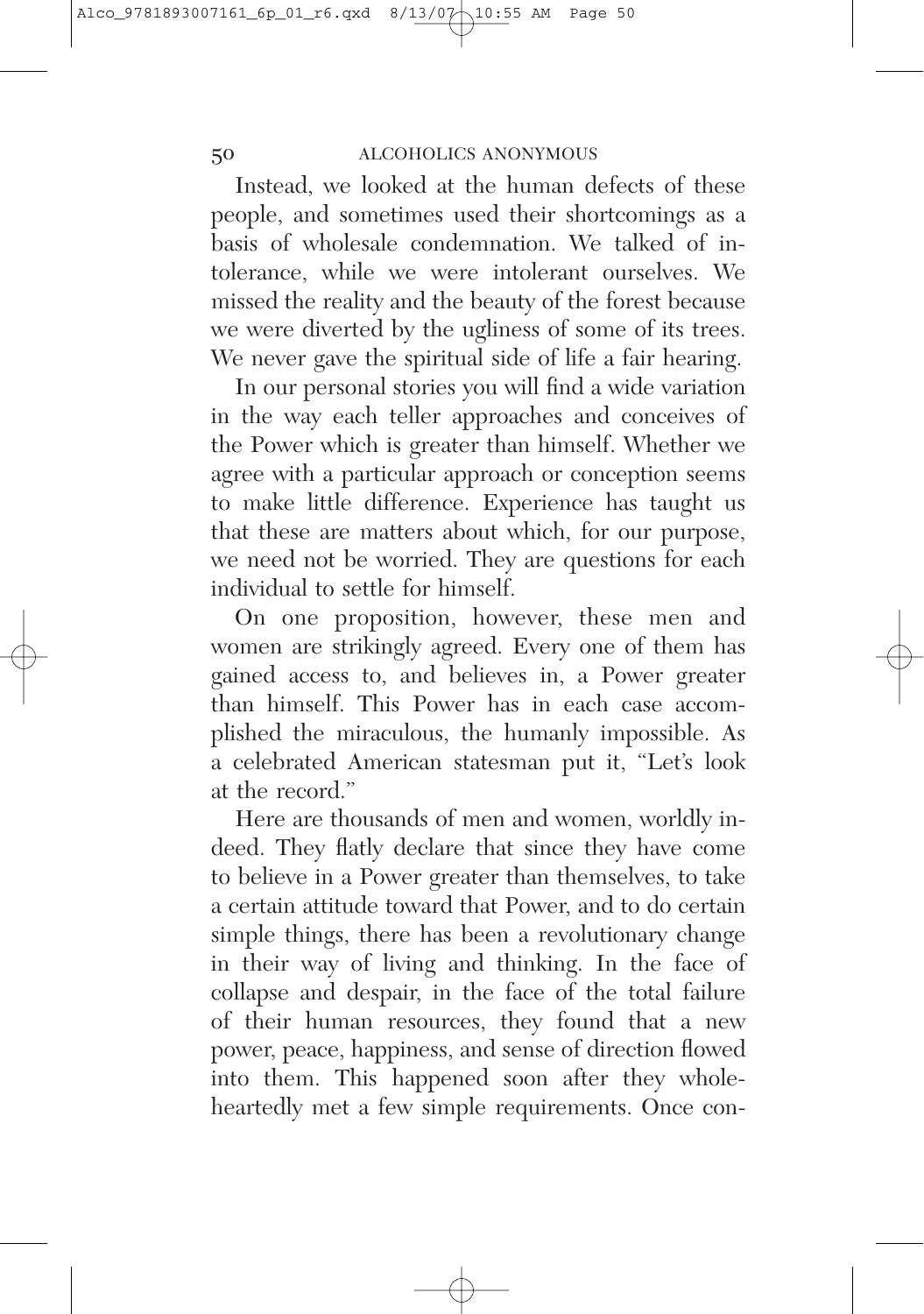Instead, we looked at the human defects of these people, and sometimes used their shortcomings as a basis of wholesale condemnation. We talked of intolerance, while we were intolerant ourselves. We missed the reality and the beauty of the forest because we were diverted by the ugliness of some of its trees. We never gave the spiritual side of life a fair hearing.

In our personal stories you will find a wide variation in the way each teller approaches and conceives of the Power which is greater than himself. Whether we agree with a particular approach or conception seems to make little difference. Experience has taught us that these are matters about which, for our purpose, we need not be worried. They are questions for each individual to settle for himself.

On one proposition, however, these men and women are strikingly agreed. Every one of them has gained access to, and believes in, a Power greater than himself. This Power has in each case accomplished the miraculous, the humanly impossible. As a celebrated American statesman put it, "Let's look at the record."

Here are thousands of men and women, worldly indeed. They flatly declare that since they have come to believe in a Power greater than themselves, to take a certain attitude toward that Power, and to do certain simple things, there has been a revolutionary change in their way of living and thinking. In the face of collapse and despair, in the face of the total failure of their human resources, they found that a new power, peace, happiness, and sense of direction flowed into them. This happened soon after they wholeheartedly met a few simple requirements. Once con-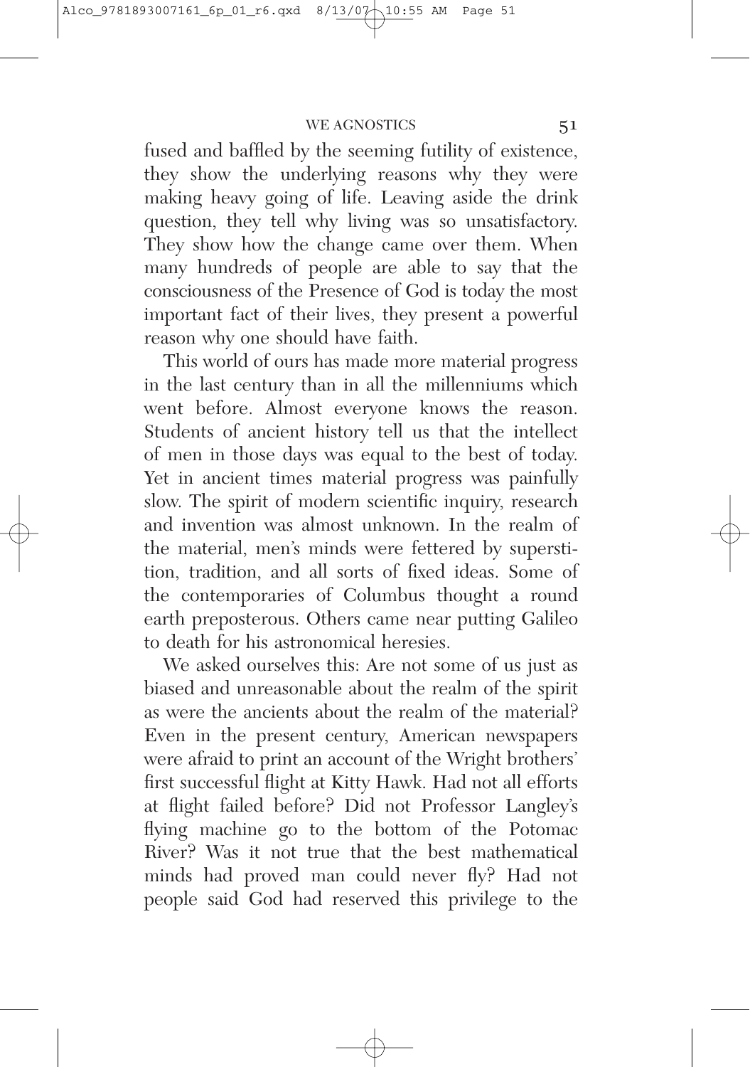fused and baffled by the seeming futility of existence, they show the underlying reasons why they were making heavy going of life. Leaving aside the drink question, they tell why living was so unsatisfactory. They show how the change came over them. When many hundreds of people are able to say that the consciousness of the Presence of God is today the most important fact of their lives, they present a powerful reason why one should have faith.

This world of ours has made more material progress in the last century than in all the millenniums which went before. Almost everyone knows the reason. Students of ancient history tell us that the intellect of men in those days was equal to the best of today. Yet in ancient times material progress was painfully slow. The spirit of modern scientific inquiry, research and invention was almost unknown. In the realm of the material, men's minds were fettered by superstition, tradition, and all sorts of fixed ideas. Some of the contemporaries of Columbus thought a round earth preposterous. Others came near putting Galileo to death for his astronomical heresies.

We asked ourselves this: Are not some of us just as biased and unreasonable about the realm of the spirit as were the ancients about the realm of the material? Even in the present century, American newspapers were afraid to print an account of the Wright brothers' first successful flight at Kitty Hawk. Had not all efforts at flight failed before? Did not Professor Langley's flying machine go to the bottom of the Potomac River? Was it not true that the best mathematical minds had proved man could never fly? Had not people said God had reserved this privilege to the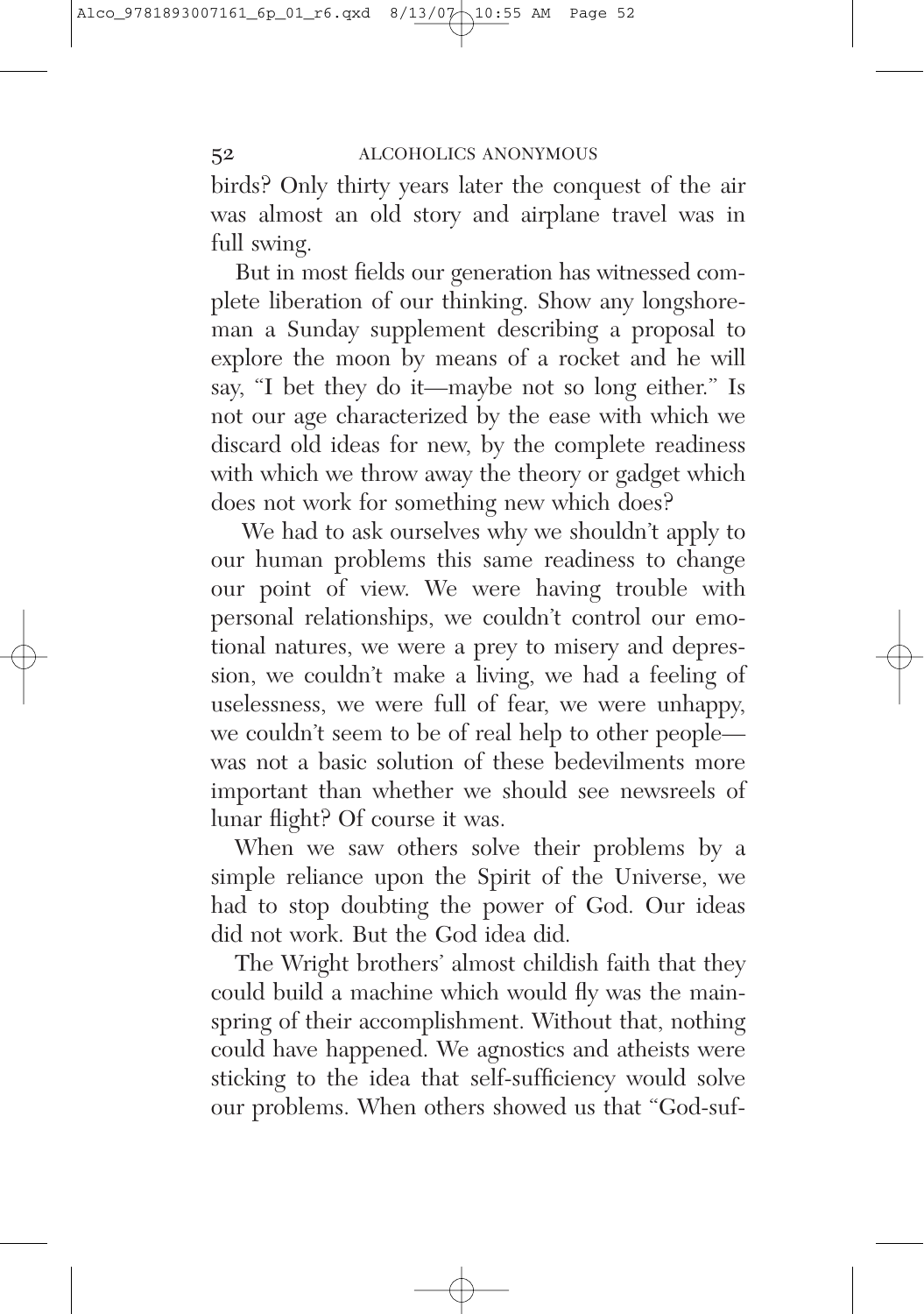birds? Only thirty years later the conquest of the air was almost an old story and airplane travel was in full swing.

But in most fields our generation has witnessed complete liberation of our thinking. Show any longshoreman a Sunday supplement describing a proposal to explore the moon by means of a rocket and he will say, "I bet they do it—maybe not so long either." Is not our age characterized by the ease with which we discard old ideas for new, by the complete readiness with which we throw away the theory or gadget which does not work for something new which does?

We had to ask ourselves why we shouldn't apply to our human problems this same readiness to change our point of view. We were having trouble with personal relationships, we couldn't control our emotional natures, we were a prey to misery and depression, we couldn't make a living, we had a feeling of uselessness, we were full of fear, we were unhappy, we couldn't seem to be of real help to other people—was not a basic solution of these bedevilments more important than whether we should see newsreels of lunar flight? Of course it was.

When we saw others solve their problems by a simple reliance upon the Spirit of the Universe, we had to stop doubting the power of God. Our ideas did not work. But the God idea did.

The Wright brothers' almost childish faith that they could build a machine which would fly was the mainspring of their accomplishment. Without that, nothing could have happened. We agnostics and atheists were sticking to the idea that self-sufficiency would solve our problems. When others showed us that "God-suf-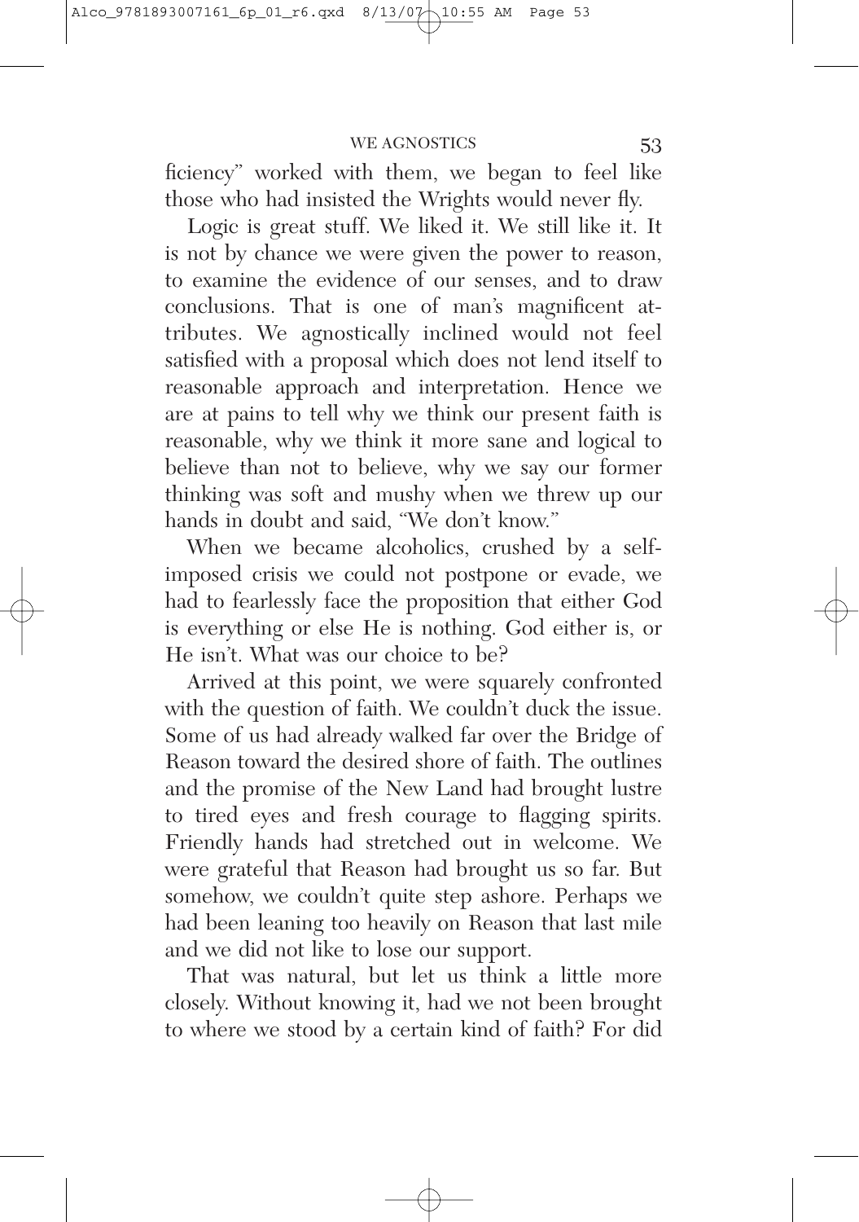ficiency" worked with them, we began to feel like those who had insisted the Wrights would never fly.

Logic is great stuff. We liked it. We still like it. It is not by chance we were given the power to reason, to examine the evidence of our senses, and to draw conclusions. That is one of man's magnificent attributes. We agnostically inclined would not feel satisfied with a proposal which does not lend itself to reasonable approach and interpretation. Hence we are at pains to tell why we think our present faith is reasonable, why we think it more sane and logical to believe than not to believe, why we say our former thinking was soft and mushy when we threw up our hands in doubt and said, "We don't know."

When we became alcoholics, crushed by a self-imposed crisis we could not postpone or evade, we had to fearlessly face the proposition that either God is everything or else He is nothing. God either is, or He isn't. What was our choice to be?

Arrived at this point, we were squarely confronted with the question of faith. We couldn't duck the issue. Some of us had already walked far over the Bridge of Reason toward the desired shore of faith. The outlines and the promise of the New Land had brought lustre to tired eyes and fresh courage to flagging spirits. Friendly hands had stretched out in welcome. We were grateful that Reason had brought us so far. But somehow, we couldn't quite step ashore. Perhaps we had been leaning too heavily on Reason that last mile and we did not like to lose our support.

That was natural, but let us think a little more closely. Without knowing it, had we not been brought to where we stood by a certain kind of faith? For did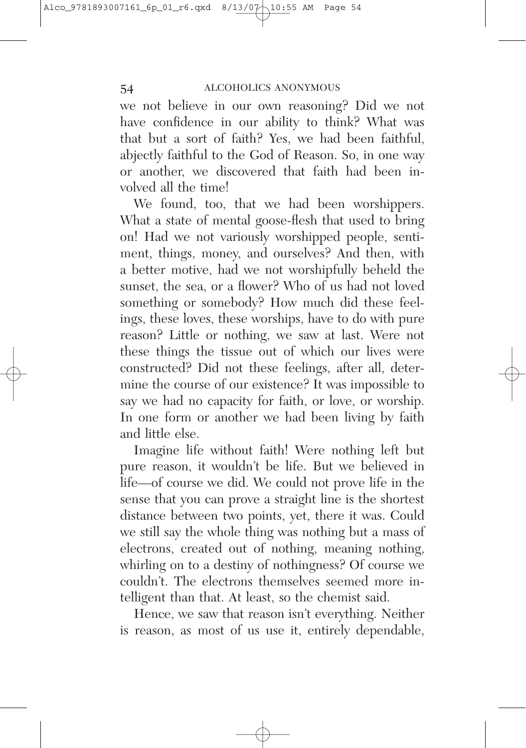we not believe in our own reasoning? Did we not have confidence in our ability to think? What was that but a sort of faith? Yes, we had been faithful, abjectly faithful to the God of Reason. So, in one way or another, we discovered that faith had been involved all the time!

We found, too, that we had been worshippers. What a state of mental goose-flesh that used to bring on! Had we not variously worshipped people, sentiment, things, money, and ourselves? And then, with a better motive, had we not worshipfully beheld the sunset, the sea, or a flower? Who of us had not loved something or somebody? How much did these feelings, these loves, these worships, have to do with pure reason? Little or nothing, we saw at last. Were not these things the tissue out of which our lives were constructed? Did not these feelings, after all, determine the course of our existence? It was impossible to say we had no capacity for faith, or love, or worship. In one form or another we had been living by faith and little else.

Imagine life without faith! Were nothing left but pure reason, it wouldn't be life. But we believed in life—of course we did. We could not prove life in the sense that you can prove a straight line is the shortest distance between two points, yet, there it was. Could we still say the whole thing was nothing but a mass of electrons, created out of nothing, meaning nothing, whirling on to a destiny of nothingness? Of course we couldn't. The electrons themselves seemed more intelligent than that. At least, so the chemist said.

Hence, we saw that reason isn't everything. Neither is reason, as most of us use it, entirely dependable,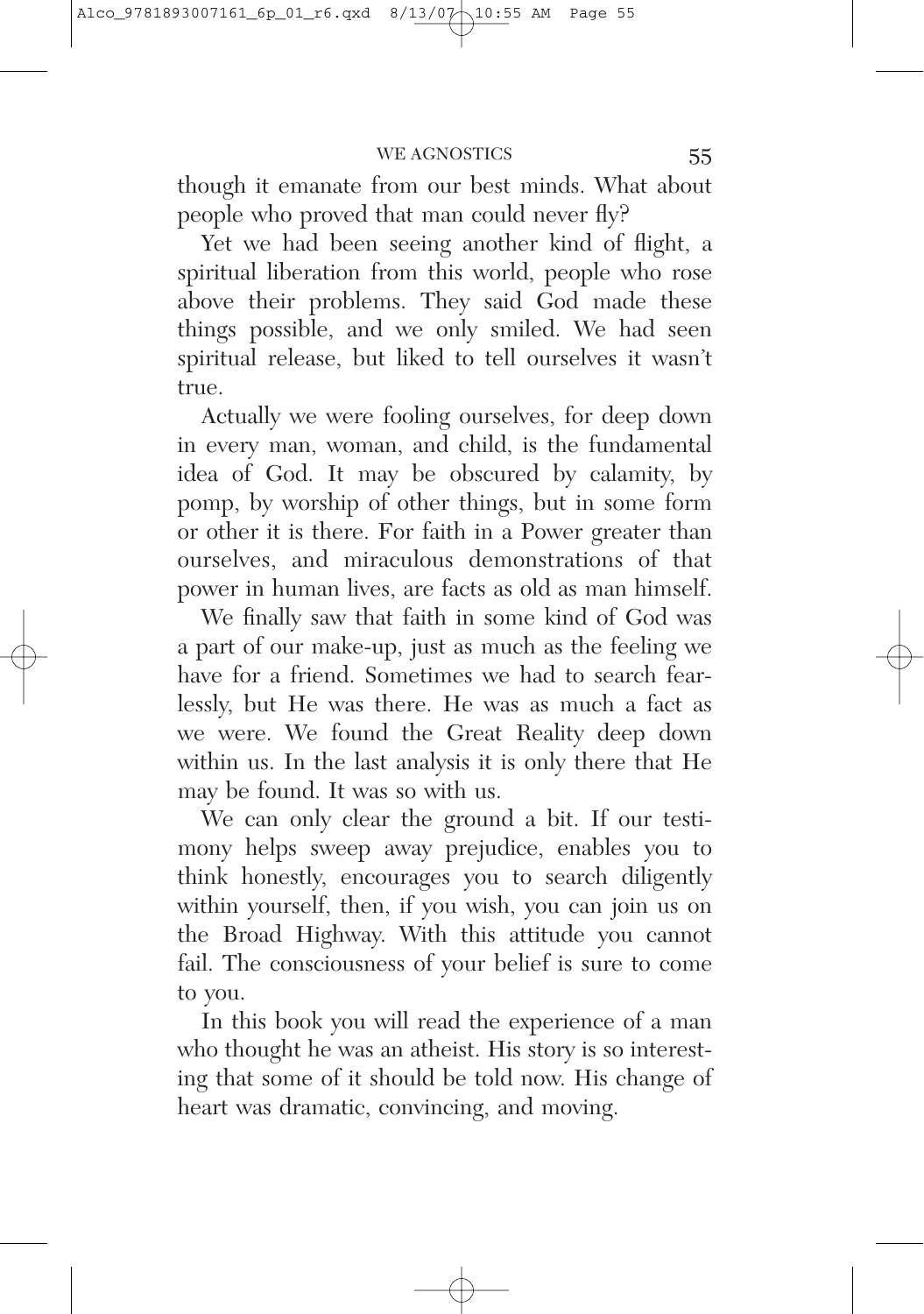though it emanate from our best minds. What about people who proved that man could never fly?

Yet we had been seeing another kind of flight, a spiritual liberation from this world, people who rose above their problems. They said God made these things possible, and we only smiled. We had seen spiritual release, but liked to tell ourselves it wasn't true.

Actually we were fooling ourselves, for deep down in every man, woman, and child, is the fundamental idea of God. It may be obscured by calamity, by pomp, by worship of other things, but in some form or other it is there. For faith in a Power greater than ourselves, and miraculous demonstrations of that power in human lives, are facts as old as man himself.

We finally saw that faith in some kind of God was a part of our make-up, just as much as the feeling we have for a friend. Sometimes we had to search fearlessly, but He was there. He was as much a fact as we were. We found the Great Reality deep down within us. In the last analysis it is only there that He may be found. It was so with us.

We can only clear the ground a bit. If our testimony helps sweep away prejudice, enables you to think honestly, encourages you to search diligently within yourself, then, if you wish, you can join us on the Broad Highway. With this attitude you cannot fail. The consciousness of your belief is sure to come to you.

In this book you will read the experience of a man who thought he was an atheist. His story is so interesting that some of it should be told now. His change of heart was dramatic, convincing, and moving.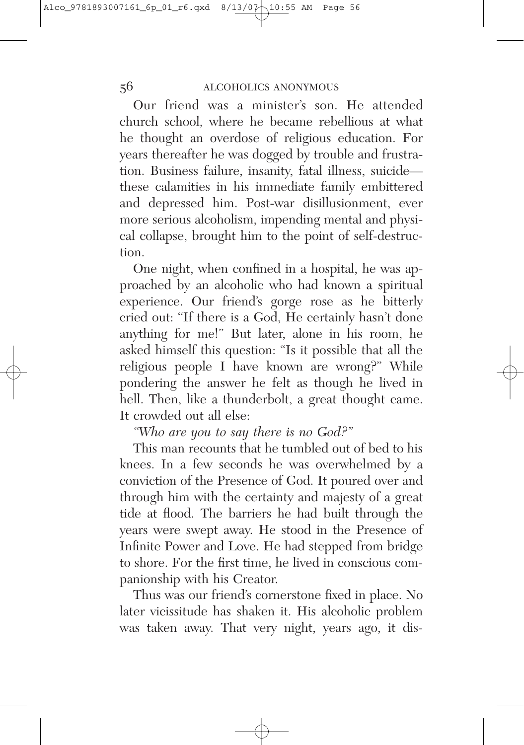Our friend was a minister's son. He attended church school, where he became rebellious at what he thought an overdose of religious education. For years thereafter he was dogged by trouble and frustration. Business failure, insanity, fatal illness, suicide—these calamities in his immediate family embittered and depressed him. Post-war disillusionment, ever more serious alcoholism, impending mental and physical collapse, brought him to the point of self-destruction.

One night, when confined in a hospital, he was approached by an alcoholic who had known a spiritual experience. Our friend's gorge rose as he bitterly cried out: "If there is a God, He certainly hasn't done anything for me!" But later, alone in his room, he asked himself this question: "Is it possible that all the religious people I have known are wrong?" While pondering the answer he felt as though he lived in hell. Then, like a thunderbolt, a great thought came. It crowded out all else:

*"Who are you to say there is no God?"*

This man recounts that he tumbled out of bed to his knees. In a few seconds he was overwhelmed by a conviction of the Presence of God. It poured over and through him with the certainty and majesty of a great tide at flood. The barriers he had built through the years were swept away. He stood in the Presence of Infinite Power and Love. He had stepped from bridge to shore. For the first time, he lived in conscious companionship with his Creator.

Thus was our friend's cornerstone fixed in place. No later vicissitude has shaken it. His alcoholic problem was taken away. That very night, years ago, it dis-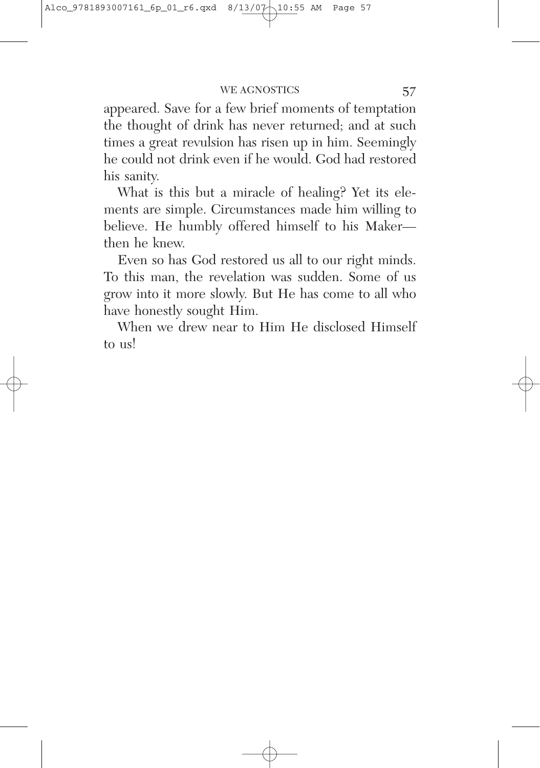appeared. Save for a few brief moments of temptation the thought of drink has never returned; and at such times a great revulsion has risen up in him. Seemingly he could not drink even if he would. God had restored his sanity.

What is this but a miracle of healing? Yet its elements are simple. Circumstances made him willing to believe. He humbly offered himself to his Maker—then he knew.

Even so has God restored us all to our right minds. To this man, the revelation was sudden. Some of us grow into it more slowly. But He has come to all who have honestly sought Him.

When we drew near to Him He disclosed Himself to us!